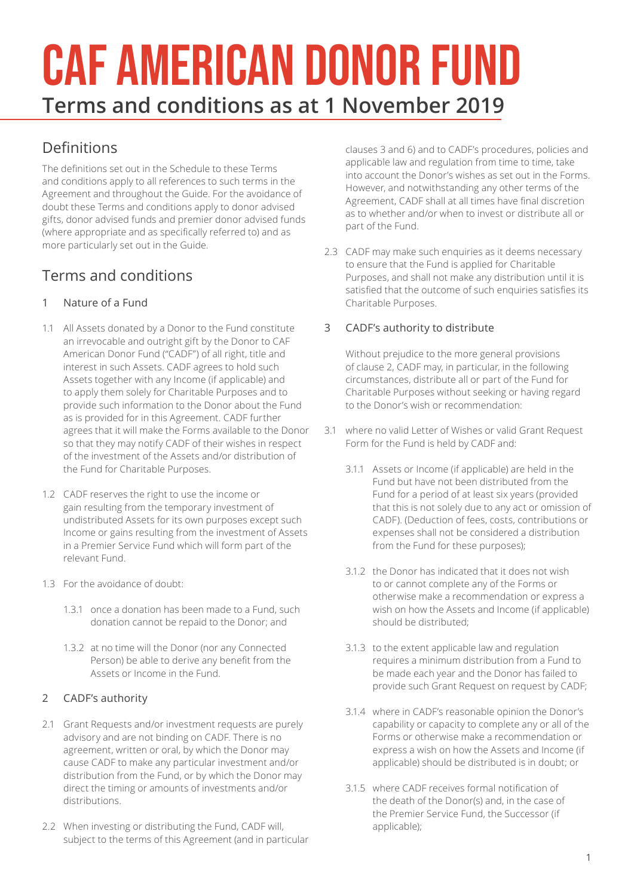# CAF AMERICAN DONOR FUND

## Terms and conditions as at 1 November 2019

## Definitions

The definitions set out in the Schedule to these Terms and conditions apply to all references to such terms in the Agreement and throughout the Guide. For the avoidance of doubt these Terms and conditions apply to donor advised gifts, donor advised funds and premier donor advised funds (where appropriate and as specifically referred to) and as more particularly set out in the Guide.

## Terms and conditions

### 1 Nature of a Fund

1.1 All Assets donated by a Donor to the Fund constitute an irrevocable and outright gift by the Donor to CAF American Donor Fund ("CADF") of all right, title and interest in such Assets. CADF agrees to hold such Assets together with any Income (if applicable) and to apply them solely for Charitable Purposes and to provide such information to the Donor about the Fund as is provided for in this Agreement. CADF further agrees that it will make the Forms available to the Donor so that they may notify CADF of their wishes in respect of the investment of the Assets and/or distribution of the Fund for Charitable Purposes.

1.2 CADF reserves the right to use the income or gain resulting from the temporary investment of undistributed Assets for its own purposes except such Income or gains resulting from the investment of Assets in a Premier Service Fund which will form part of the relevant Fund.

1.3 For the avoidance of doubt:

1.3.1 once a donation has been made to a Fund, such donation cannot be repaid to the Donor; and

1.3.2 at no time will the Donor (nor any Connected Person) be able to derive any benefit from the Assets or Income in the Fund.

### 2 CADF's authority

2.1 Grant Requests and/or investment requests are purely advisory and are not binding on CADF. There is no agreement, written or oral, by which the Donor may cause CADF to make any particular investment and/or distribution from the Fund, or by which the Donor may direct the timing or amounts of investments and/or distributions.

2.2 When investing or distributing the Fund, CADF will, subject to the terms of this Agreement (and in particular clauses 3 and 6) and to CADF's procedures, policies and applicable law and regulation from time to time, take into account the Donor's wishes as set out in the Forms. However, and notwithstanding any other terms of the Agreement, CADF shall at all times have final discretion as to whether and/or when to invest or distribute all or part of the Fund.

2.3 CADF may make such enquiries as it deems necessary to ensure that the Fund is applied for Charitable Purposes, and shall not make any distribution until it is satisfied that the outcome of such enquiries satisfies its Charitable Purposes.

### 3 CADF's authority to distribute

Without prejudice to the more general provisions of clause 2, CADF may, in particular, in the following circumstances, distribute all or part of the Fund for Charitable Purposes without seeking or having regard to the Donor's wish or recommendation:

3.1 where no valid Letter of Wishes or valid Grant Request Form for the Fund is held by CADF and:

3.1.1 Assets or Income (if applicable) are held in the Fund but have not been distributed from the Fund for a period of at least six years (provided that this is not solely due to any act or omission of CADF). (Deduction of fees, costs, contributions or expenses shall not be considered a distribution from the Fund for these purposes);

3.1.2 the Donor has indicated that it does not wish to or cannot complete any of the Forms or otherwise make a recommendation or express a wish on how the Assets and Income (if applicable) should be distributed;

3.1.3 to the extent applicable law and regulation requires a minimum distribution from a Fund to be made each year and the Donor has failed to provide such Grant Request on request by CADF;

3.1.4 where in CADF's reasonable opinion the Donor's capability or capacity to complete any or all of the Forms or otherwise make a recommendation or express a wish on how the Assets and Income (if applicable) should be distributed is in doubt; or

3.1.5 where CADF receives formal notification of the death of the Donor(s) and, in the case of the Premier Service Fund, the Successor (if applicable);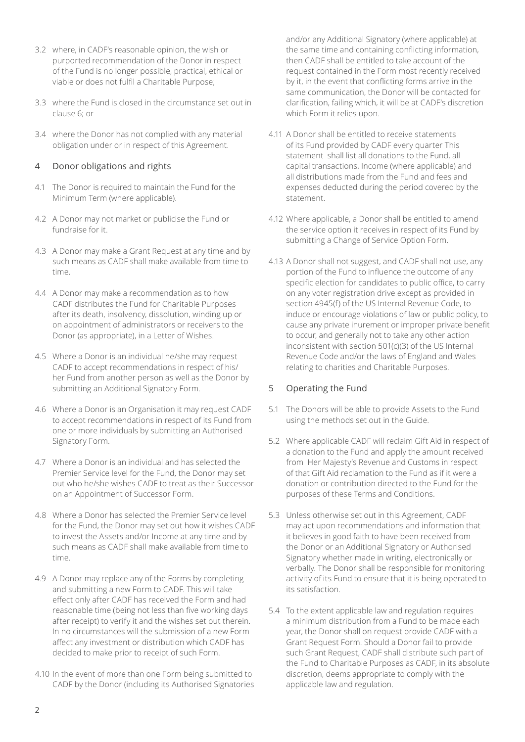3.2 where, in CADF's reasonable opinion, the wish or purported recommendation of the Donor in respect of the Fund is no longer possible, practical, ethical or viable or does not fulfil a Charitable Purpose;

3.3 where the Fund is closed in the circumstance set out in clause 6; or

3.4 where the Donor has not complied with any material obligation under or in respect of this Agreement.

## 4 Donor obligations and rights

4.1 The Donor is required to maintain the Fund for the Minimum Term (where applicable).

4.2 A Donor may not market or publicise the Fund or fundraise for it.

4.3 A Donor may make a Grant Request at any time and by such means as CADF shall make available from time to time.

4.4 A Donor may make a recommendation as to how CADF distributes the Fund for Charitable Purposes after its death, insolvency, dissolution, winding up or on appointment of administrators or receivers to the Donor (as appropriate), in a Letter of Wishes.

4.5 Where a Donor is an individual he/she may request CADF to accept recommendations in respect of his/her Fund from another person as well as the Donor by submitting an Additional Signatory Form.

4.6 Where a Donor is an Organisation it may request CADF to accept recommendations in respect of its Fund from one or more individuals by submitting an Authorised Signatory Form.

4.7 Where a Donor is an individual and has selected the Premier Service level for the Fund, the Donor may set out who he/she wishes CADF to treat as their Successor on an Appointment of Successor Form.

4.8 Where a Donor has selected the Premier Service level for the Fund, the Donor may set out how it wishes CADF to invest the Assets and/or Income at any time and by such means as CADF shall make available from time to time.

4.9 A Donor may replace any of the Forms by completing and submitting a new Form to CADF. This will take effect only after CADF has received the Form and had reasonable time (being not less than five working days after receipt) to verify it and the wishes set out therein. In no circumstances will the submission of a new Form affect any investment or distribution which CADF has decided to make prior to receipt of such Form.

4.10 In the event of more than one Form being submitted to CADF by the Donor (including its Authorised Signatories and/or any Additional Signatory (where applicable) at the same time and containing conflicting information, then CADF shall be entitled to take account of the request contained in the Form most recently received by it, in the event that conflicting forms arrive in the same communication, the Donor will be contacted for clarification, failing which, it will be at CADF's discretion which Form it relies upon.

4.11 A Donor shall be entitled to receive statements of its Fund provided by CADF every quarter This statement shall list all donations to the Fund, all capital transactions, Income (where applicable) and all distributions made from the Fund and fees and expenses deducted during the period covered by the statement.

4.12 Where applicable, a Donor shall be entitled to amend the service option it receives in respect of its Fund by submitting a Change of Service Option Form.

4.13 A Donor shall not suggest, and CADF shall not use, any portion of the Fund to influence the outcome of any specific election for candidates to public office, to carry on any voter registration drive except as provided in section 4945(f) of the US Internal Revenue Code, to induce or encourage violations of law or public policy, to cause any private inurement or improper private benefit to occur, and generally not to take any other action inconsistent with section 501(c)(3) of the US Internal Revenue Code and/or the laws of England and Wales relating to charities and Charitable Purposes.

## 5 Operating the Fund

5.1 The Donors will be able to provide Assets to the Fund using the methods set out in the Guide.

5.2 Where applicable CADF will reclaim Gift Aid in respect of a donation to the Fund and apply the amount received from Her Majesty's Revenue and Customs in respect of that Gift Aid reclamation to the Fund as if it were a donation or contribution directed to the Fund for the purposes of these Terms and Conditions.

5.3 Unless otherwise set out in this Agreement, CADF may act upon recommendations and information that it believes in good faith to have been received from the Donor or an Additional Signatory or Authorised Signatory whether made in writing, electronically or verbally. The Donor shall be responsible for monitoring activity of its Fund to ensure that it is being operated to its satisfaction.

5.4 To the extent applicable law and regulation requires a minimum distribution from a Fund to be made each year, the Donor shall on request provide CADF with a Grant Request Form. Should a Donor fail to provide such Grant Request, CADF shall distribute such part of the Fund to Charitable Purposes as CADF, in its absolute discretion, deems appropriate to comply with the applicable law and regulation.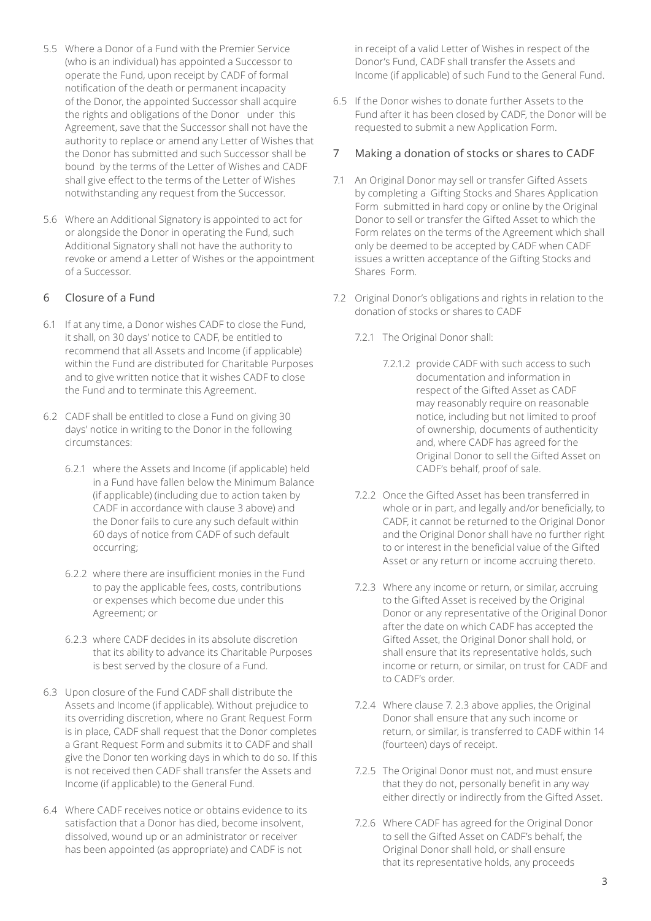5.5 Where a Donor of a Fund with the Premier Service (who is an individual) has appointed a Successor to operate the Fund, upon receipt by CADF of formal notification of the death or permanent incapacity of the Donor, the appointed Successor shall acquire the rights and obligations of the Donor under this Agreement, save that the Successor shall not have the authority to replace or amend any Letter of Wishes that the Donor has submitted and such Successor shall be bound by the terms of the Letter of Wishes and CADF shall give effect to the terms of the Letter of Wishes notwithstanding any request from the Successor.

5.6 Where an Additional Signatory is appointed to act for or alongside the Donor in operating the Fund, such Additional Signatory shall not have the authority to revoke or amend a Letter of Wishes or the appointment of a Successor.

## 6 Closure of a Fund

6.1 If at any time, a Donor wishes CADF to close the Fund, it shall, on 30 days' notice to CADF, be entitled to recommend that all Assets and Income (if applicable) within the Fund are distributed for Charitable Purposes and to give written notice that it wishes CADF to close the Fund and to terminate this Agreement.

6.2 CADF shall be entitled to close a Fund on giving 30 days' notice in writing to the Donor in the following circumstances:

6.2.1 where the Assets and Income (if applicable) held in a Fund have fallen below the Minimum Balance (if applicable) (including due to action taken by CADF in accordance with clause 3 above) and the Donor fails to cure any such default within 60 days of notice from CADF of such default occurring;

6.2.2 where there are insufficient monies in the Fund to pay the applicable fees, costs, contributions or expenses which become due under this Agreement; or

6.2.3 where CADF decides in its absolute discretion that its ability to advance its Charitable Purposes is best served by the closure of a Fund.

6.3 Upon closure of the Fund CADF shall distribute the Assets and Income (if applicable). Without prejudice to its overriding discretion, where no Grant Request Form is in place, CADF shall request that the Donor completes a Grant Request Form and submits it to CADF and shall give the Donor ten working days in which to do so. If this is not received then CADF shall transfer the Assets and Income (if applicable) to the General Fund.

6.4 Where CADF receives notice or obtains evidence to its satisfaction that a Donor has died, become insolvent, dissolved, wound up or an administrator or receiver has been appointed (as appropriate) and CADF is not in receipt of a valid Letter of Wishes in respect of the Donor's Fund, CADF shall transfer the Assets and Income (if applicable) of such Fund to the General Fund.

6.5 If the Donor wishes to donate further Assets to the Fund after it has been closed by CADF, the Donor will be requested to submit a new Application Form.

## 7 Making a donation of stocks or shares to CADF

7.1 An Original Donor may sell or transfer Gifted Assets by completing a Gifting Stocks and Shares Application Form submitted in hard copy or online by the Original Donor to sell or transfer the Gifted Asset to which the Form relates on the terms of the Agreement which shall only be deemed to be accepted by CADF when CADF issues a written acceptance of the Gifting Stocks and Shares Form.

7.2 Original Donor's obligations and rights in relation to the donation of stocks or shares to CADF

7.2.1 The Original Donor shall:

7.2.1.2 provide CADF with such access to such documentation and information in respect of the Gifted Asset as CADF may reasonably require on reasonable notice, including but not limited to proof of ownership, documents of authenticity and, where CADF has agreed for the Original Donor to sell the Gifted Asset on CADF's behalf, proof of sale.

7.2.2 Once the Gifted Asset has been transferred in whole or in part, and legally and/or beneficially, to CADF, it cannot be returned to the Original Donor and the Original Donor shall have no further right to or interest in the beneficial value of the Gifted Asset or any return or income accruing thereto.

7.2.3 Where any income or return, or similar, accruing to the Gifted Asset is received by the Original Donor or any representative of the Original Donor after the date on which CADF has accepted the Gifted Asset, the Original Donor shall hold, or shall ensure that its representative holds, such income or return, or similar, on trust for CADF and to CADF's order.

7.2.4 Where clause 7. 2.3 above applies, the Original Donor shall ensure that any such income or return, or similar, is transferred to CADF within 14 (fourteen) days of receipt.

7.2.5 The Original Donor must not, and must ensure that they do not, personally benefit in any way either directly or indirectly from the Gifted Asset.

7.2.6 Where CADF has agreed for the Original Donor to sell the Gifted Asset on CADF's behalf, the Original Donor shall hold, or shall ensure that its representative holds, any proceeds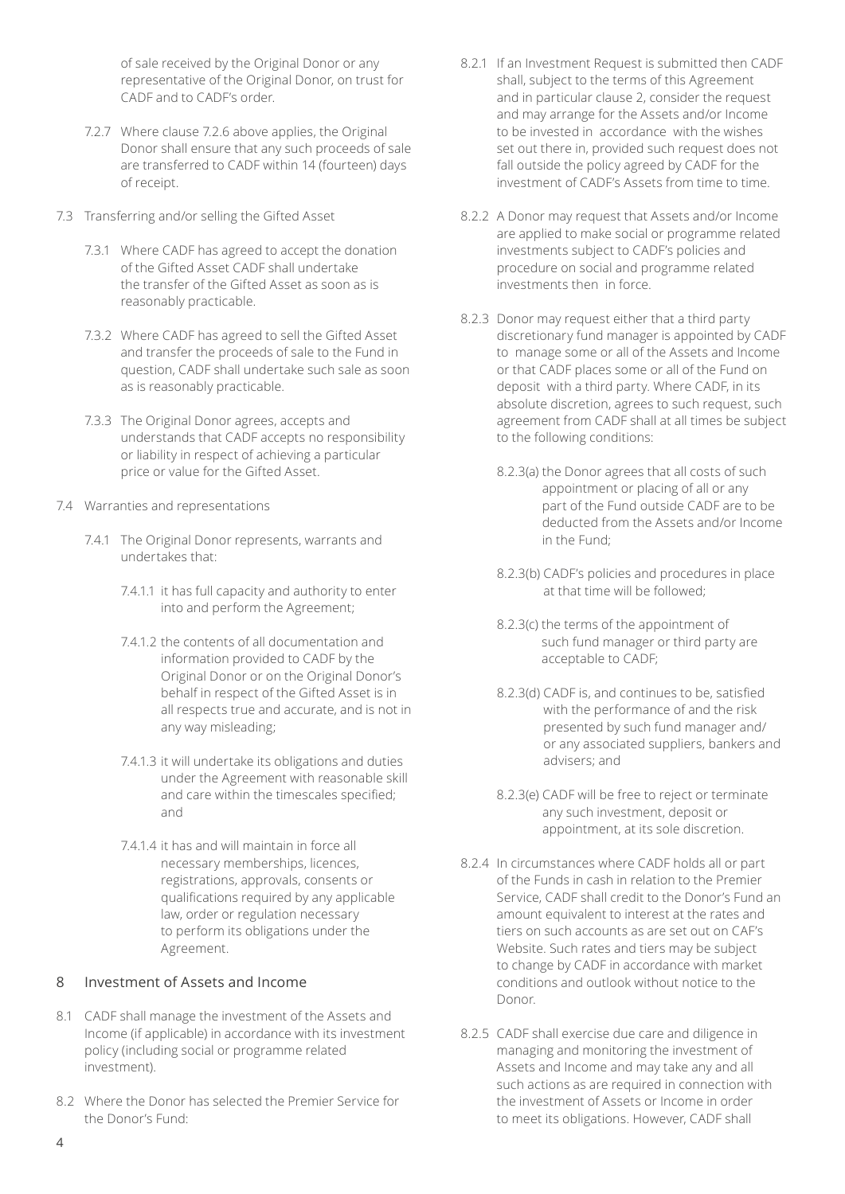of sale received by the Original Donor or any representative of the Original Donor, on trust for CADF and to CADF's order.

7.2.7 Where clause 7.2.6 above applies, the Original Donor shall ensure that any such proceeds of sale are transferred to CADF within 14 (fourteen) days of receipt.

7.3 Transferring and/or selling the Gifted Asset

7.3.1 Where CADF has agreed to accept the donation of the Gifted Asset CADF shall undertake the transfer of the Gifted Asset as soon as is reasonably practicable.

7.3.2 Where CADF has agreed to sell the Gifted Asset and transfer the proceeds of sale to the Fund in question, CADF shall undertake such sale as soon as is reasonably practicable.

7.3.3 The Original Donor agrees, accepts and understands that CADF accepts no responsibility or liability in respect of achieving a particular price or value for the Gifted Asset.

7.4 Warranties and representations

7.4.1 The Original Donor represents, warrants and undertakes that:

7.4.1.1 it has full capacity and authority to enter into and perform the Agreement;

7.4.1.2 the contents of all documentation and information provided to CADF by the Original Donor or on the Original Donor's behalf in respect of the Gifted Asset is in all respects true and accurate, and is not in any way misleading;

7.4.1.3 it will undertake its obligations and duties under the Agreement with reasonable skill and care within the timescales specified; and

7.4.1.4 it has and will maintain in force all necessary memberships, licences, registrations, approvals, consents or qualifications required by any applicable law, order or regulation necessary to perform its obligations under the Agreement.

## 8 Investment of Assets and Income

8.1 CADF shall manage the investment of the Assets and Income (if applicable) in accordance with its investment policy (including social or programme related investment).

8.2 Where the Donor has selected the Premier Service for the Donor's Fund:

8.2.1 If an Investment Request is submitted then CADF shall, subject to the terms of this Agreement and in particular clause 2, consider the request and may arrange for the Assets and/or Income to be invested in accordance with the wishes set out there in, provided such request does not fall outside the policy agreed by CADF for the investment of CADF's Assets from time to time.

8.2.2 A Donor may request that Assets and/or Income are applied to make social or programme related investments subject to CADF's policies and procedure on social and programme related investments then in force.

8.2.3 Donor may request either that a third party discretionary fund manager is appointed by CADF to manage some or all of the Assets and Income or that CADF places some or all of the Fund on deposit with a third party. Where CADF, in its absolute discretion, agrees to such request, such agreement from CADF shall at all times be subject to the following conditions:

8.2.3(a) the Donor agrees that all costs of such appointment or placing of all or any part of the Fund outside CADF are to be deducted from the Assets and/or Income in the Fund;

8.2.3(b) CADF's policies and procedures in place at that time will be followed;

8.2.3(c) the terms of the appointment of such fund manager or third party are acceptable to CADF;

8.2.3(d) CADF is, and continues to be, satisfied with the performance of and the risk presented by such fund manager and/or any associated suppliers, bankers and advisers; and

8.2.3(e) CADF will be free to reject or terminate any such investment, deposit or appointment, at its sole discretion.

8.2.4 In circumstances where CADF holds all or part of the Funds in cash in relation to the Premier Service, CADF shall credit to the Donor's Fund an amount equivalent to interest at the rates and tiers on such accounts as are set out on CAF's Website. Such rates and tiers may be subject to change by CADF in accordance with market conditions and outlook without notice to the Donor.

8.2.5 CADF shall exercise due care and diligence in managing and monitoring the investment of Assets and Income and may take any and all such actions as are required in connection with the investment of Assets or Income in order to meet its obligations. However, CADF shall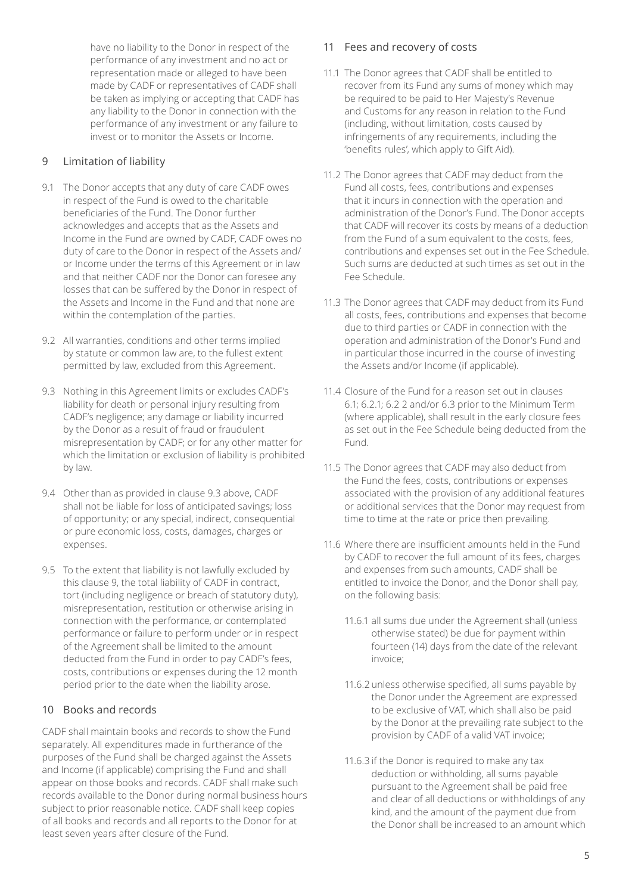have no liability to the Donor in respect of the performance of any investment and no act or representation made or alleged to have been made by CADF or representatives of CADF shall be taken as implying or accepting that CADF has any liability to the Donor in connection with the performance of any investment or any failure to invest or to monitor the Assets or Income.

## 9 Limitation of liability

9.1 The Donor accepts that any duty of care CADF owes in respect of the Fund is owed to the charitable beneficiaries of the Fund. The Donor further acknowledges and accepts that as the Assets and Income in the Fund are owned by CADF, CADF owes no duty of care to the Donor in respect of the Assets and/or Income under the terms of this Agreement or in law and that neither CADF nor the Donor can foresee any losses that can be suffered by the Donor in respect of the Assets and Income in the Fund and that none are within the contemplation of the parties.

9.2 All warranties, conditions and other terms implied by statute or common law are, to the fullest extent permitted by law, excluded from this Agreement.

9.3 Nothing in this Agreement limits or excludes CADF's liability for death or personal injury resulting from CADF's negligence; any damage or liability incurred by the Donor as a result of fraud or fraudulent misrepresentation by CADF; or for any other matter for which the limitation or exclusion of liability is prohibited by law.

9.4 Other than as provided in clause 9.3 above, CADF shall not be liable for loss of anticipated savings; loss of opportunity; or any special, indirect, consequential or pure economic loss, costs, damages, charges or expenses.

9.5 To the extent that liability is not lawfully excluded by this clause 9, the total liability of CADF in contract, tort (including negligence or breach of statutory duty), misrepresentation, restitution or otherwise arising in connection with the performance, or contemplated performance or failure to perform under or in respect of the Agreement shall be limited to the amount deducted from the Fund in order to pay CADF's fees, costs, contributions or expenses during the 12 month period prior to the date when the liability arose.

## 10 Books and records

CADF shall maintain books and records to show the Fund separately. All expenditures made in furtherance of the purposes of the Fund shall be charged against the Assets and Income (if applicable) comprising the Fund and shall appear on those books and records. CADF shall make such records available to the Donor during normal business hours subject to prior reasonable notice. CADF shall keep copies of all books and records and all reports to the Donor for at least seven years after closure of the Fund.

## 11 Fees and recovery of costs

11.1 The Donor agrees that CADF shall be entitled to recover from its Fund any sums of money which may be required to be paid to Her Majesty's Revenue and Customs for any reason in relation to the Fund (including, without limitation, costs caused by infringements of any requirements, including the 'benefits rules', which apply to Gift Aid).

11.2 The Donor agrees that CADF may deduct from the Fund all costs, fees, contributions and expenses that it incurs in connection with the operation and administration of the Donor's Fund. The Donor accepts that CADF will recover its costs by means of a deduction from the Fund of a sum equivalent to the costs, fees, contributions and expenses set out in the Fee Schedule. Such sums are deducted at such times as set out in the Fee Schedule.

11.3 The Donor agrees that CADF may deduct from its Fund all costs, fees, contributions and expenses that become due to third parties or CADF in connection with the operation and administration of the Donor's Fund and in particular those incurred in the course of investing the Assets and/or Income (if applicable).

11.4 Closure of the Fund for a reason set out in clauses 6.1; 6.2.1; 6.2 2 and/or 6.3 prior to the Minimum Term (where applicable), shall result in the early closure fees as set out in the Fee Schedule being deducted from the Fund.

11.5 The Donor agrees that CADF may also deduct from the Fund the fees, costs, contributions or expenses associated with the provision of any additional features or additional services that the Donor may request from time to time at the rate or price then prevailing.

11.6 Where there are insufficient amounts held in the Fund by CADF to recover the full amount of its fees, charges and expenses from such amounts, CADF shall be entitled to invoice the Donor, and the Donor shall pay, on the following basis:

- 11.6.1 all sums due under the Agreement shall (unless otherwise stated) be due for payment within fourteen (14) days from the date of the relevant invoice;
- 11.6.2 unless otherwise specified, all sums payable by the Donor under the Agreement are expressed to be exclusive of VAT, which shall also be paid by the Donor at the prevailing rate subject to the provision by CADF of a valid VAT invoice;
- 11.6.3 if the Donor is required to make any tax deduction or withholding, all sums payable pursuant to the Agreement shall be paid free and clear of all deductions or withholdings of any kind, and the amount of the payment due from the Donor shall be increased to an amount which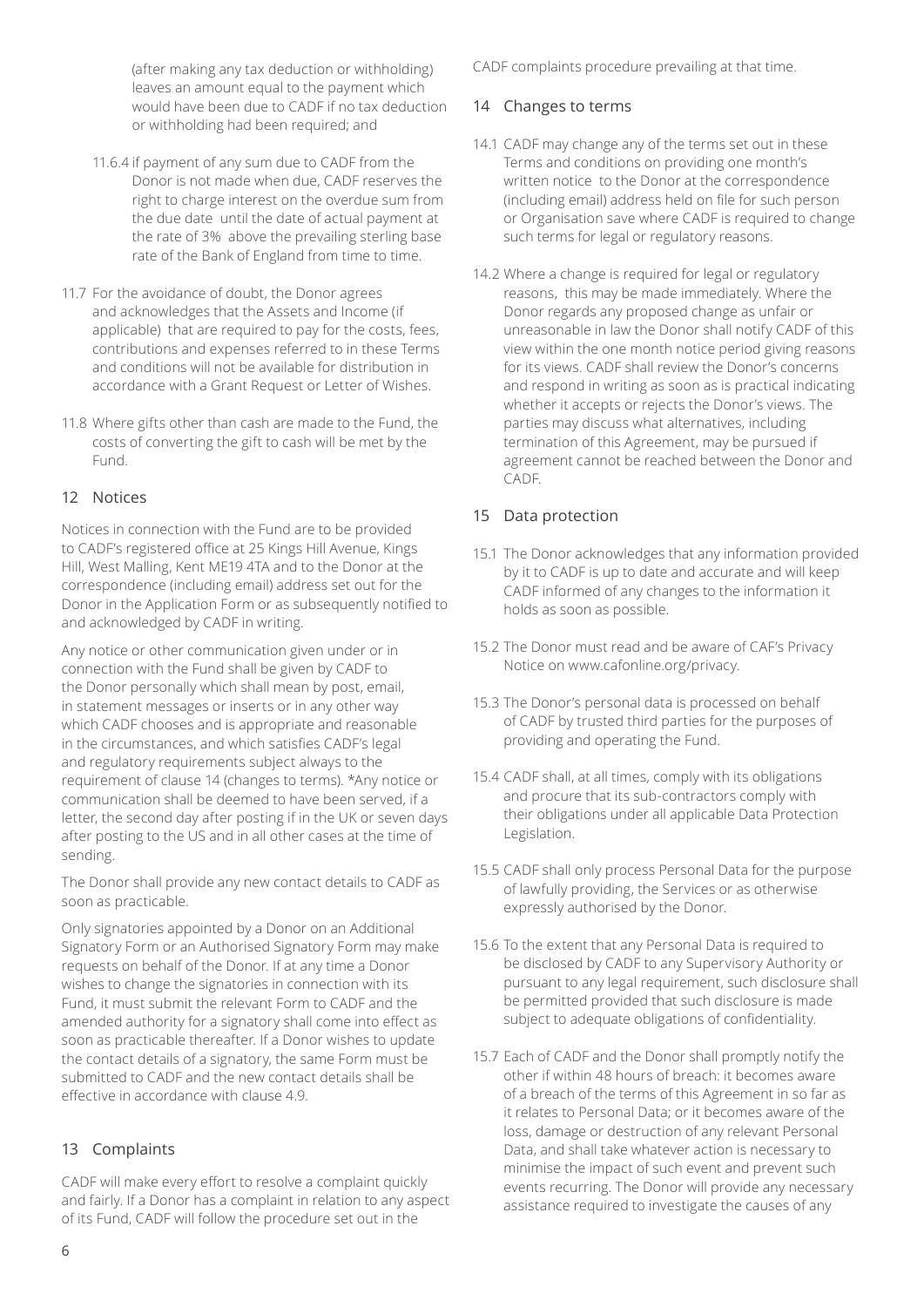(after making any tax deduction or withholding) leaves an amount equal to the payment which would have been due to CADF if no tax deduction or withholding had been required; and

11.6.4 if payment of any sum due to CADF from the Donor is not made when due, CADF reserves the right to charge interest on the overdue sum from the due date until the date of actual payment at the rate of 3% above the prevailing sterling base rate of the Bank of England from time to time.

11.7 For the avoidance of doubt, the Donor agrees and acknowledges that the Assets and Income (if applicable) that are required to pay for the costs, fees, contributions and expenses referred to in these Terms and conditions will not be available for distribution in accordance with a Grant Request or Letter of Wishes.

11.8 Where gifts other than cash are made to the Fund, the costs of converting the gift to cash will be met by the Fund.

## 12 Notices

Notices in connection with the Fund are to be provided to CADF's registered office at 25 Kings Hill Avenue, Kings Hill, West Malling, Kent ME19 4TA and to the Donor at the correspondence (including email) address set out for the Donor in the Application Form or as subsequently notified to and acknowledged by CADF in writing.

Any notice or other communication given under or in connection with the Fund shall be given by CADF to the Donor personally which shall mean by post, email, in statement messages or inserts or in any other way which CADF chooses and is appropriate and reasonable in the circumstances, and which satisfies CADF's legal and regulatory requirements subject always to the requirement of clause 14 (changes to terms). *Any notice or communication shall be deemed to have been served, if a letter, the second day after posting if in the UK or seven days after posting to the US and in all other cases at the time of sending.

The Donor shall provide any new contact details to CADF as soon as practicable.

Only signatories appointed by a Donor on an Additional Signatory Form or an Authorised Signatory Form may make requests on behalf of the Donor. If at any time a Donor wishes to change the signatories in connection with its Fund, it must submit the relevant Form to CADF and the amended authority for a signatory shall come into effect as soon as practicable thereafter. If a Donor wishes to update the contact details of a signatory, the same Form must be submitted to CADF and the new contact details shall be effective in accordance with clause 4.9.

## 13 Complaints

CADF will make every effort to resolve a complaint quickly and fairly. If a Donor has a complaint in relation to any aspect of its Fund, CADF will follow the procedure set out in the CADF complaints procedure prevailing at that time.

## 14 Changes to terms

14.1 CADF may change any of the terms set out in these Terms and conditions on providing one month's written notice to the Donor at the correspondence (including email) address held on file for such person or Organisation save where CADF is required to change such terms for legal or regulatory reasons.

14.2 Where a change is required for legal or regulatory reasons, this may be made immediately. Where the Donor regards any proposed change as unfair or unreasonable in law the Donor shall notify CADF of this view within the one month notice period giving reasons for its views. CADF shall review the Donor's concerns and respond in writing as soon as is practical indicating whether it accepts or rejects the Donor's views. The parties may discuss what alternatives, including termination of this Agreement, may be pursued if agreement cannot be reached between the Donor and CADF.

## 15 Data protection

15.1 The Donor acknowledges that any information provided by it to CADF is up to date and accurate and will keep CADF informed of any changes to the information it holds as soon as possible.

15.2 The Donor must read and be aware of CAF's Privacy Notice on www.cafonline.org/privacy.

15.3 The Donor's personal data is processed on behalf of CADF by trusted third parties for the purposes of providing and operating the Fund.

15.4 CADF shall, at all times, comply with its obligations and procure that its sub-contractors comply with their obligations under all applicable Data Protection Legislation.

15.5 CADF shall only process Personal Data for the purpose of lawfully providing, the Services or as otherwise expressly authorised by the Donor.

15.6 To the extent that any Personal Data is required to be disclosed by CADF to any Supervisory Authority or pursuant to any legal requirement, such disclosure shall be permitted provided that such disclosure is made subject to adequate obligations of confidentiality.

15.7 Each of CADF and the Donor shall promptly notify the other if within 48 hours of breach: it becomes aware of a breach of the terms of this Agreement in so far as it relates to Personal Data; or it becomes aware of the loss, damage or destruction of any relevant Personal Data, and shall take whatever action is necessary to minimise the impact of such event and prevent such events recurring. The Donor will provide any necessary assistance required to investigate the causes of any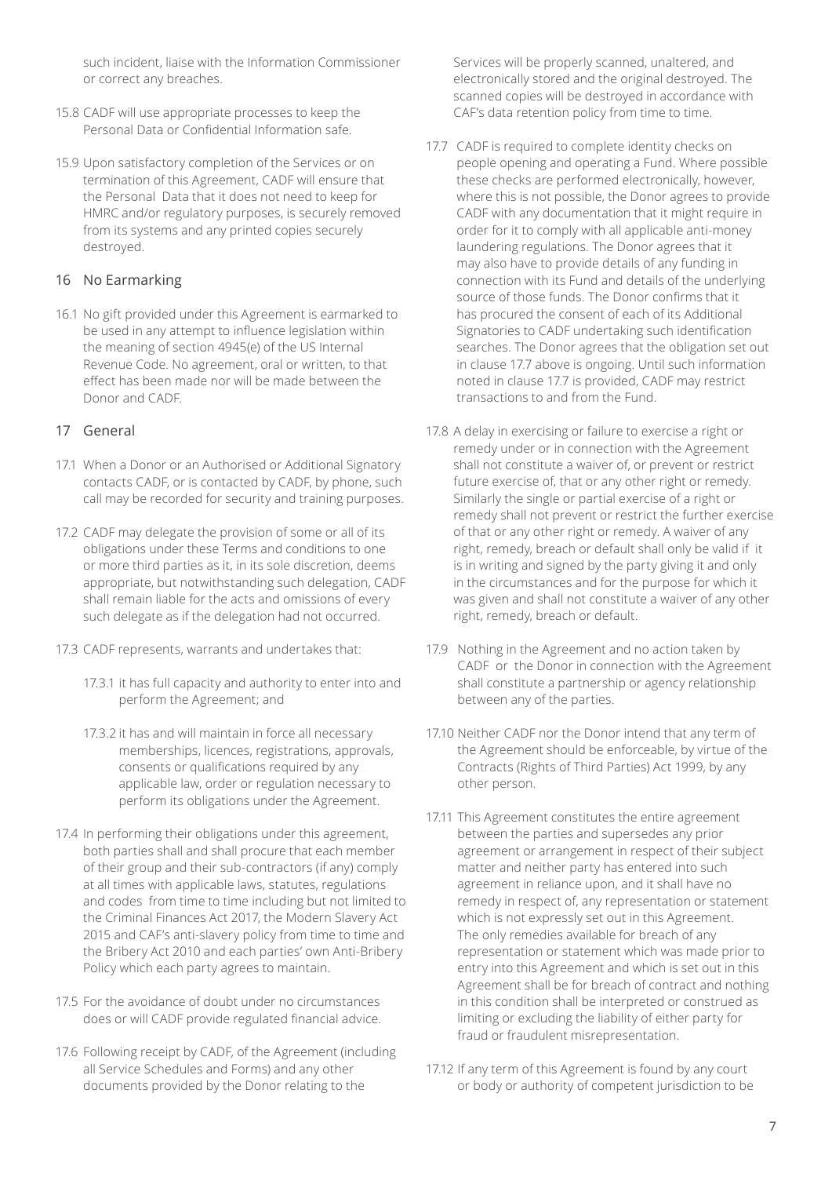such incident, liaise with the Information Commissioner or correct any breaches.

15.8 CADF will use appropriate processes to keep the Personal Data or Confidential Information safe.

15.9 Upon satisfactory completion of the Services or on termination of this Agreement, CADF will ensure that the Personal Data that it does not need to keep for HMRC and/or regulatory purposes, is securely removed from its systems and any printed copies securely destroyed.

## 16 No Earmarking

16.1 No gift provided under this Agreement is earmarked to be used in any attempt to influence legislation within the meaning of section 4945(e) of the US Internal Revenue Code. No agreement, oral or written, to that effect has been made nor will be made between the Donor and CADF.

## 17 General

17.1 When a Donor or an Authorised or Additional Signatory contacts CADF, or is contacted by CADF, by phone, such call may be recorded for security and training purposes.

17.2 CADF may delegate the provision of some or all of its obligations under these Terms and conditions to one or more third parties as it, in its sole discretion, deems appropriate, but notwithstanding such delegation, CADF shall remain liable for the acts and omissions of every such delegate as if the delegation had not occurred.

17.3 CADF represents, warrants and undertakes that:

17.3.1 it has full capacity and authority to enter into and perform the Agreement; and

17.3.2 it has and will maintain in force all necessary memberships, licences, registrations, approvals, consents or qualifications required by any applicable law, order or regulation necessary to perform its obligations under the Agreement.

17.4 In performing their obligations under this agreement, both parties shall and shall procure that each member of their group and their sub-contractors (if any) comply at all times with applicable laws, statutes, regulations and codes from time to time including but not limited to the Criminal Finances Act 2017, the Modern Slavery Act 2015 and CAF's anti-slavery policy from time to time and the Bribery Act 2010 and each parties' own Anti-Bribery Policy which each party agrees to maintain.

17.5 For the avoidance of doubt under no circumstances does or will CADF provide regulated financial advice.

17.6 Following receipt by CADF, of the Agreement (including all Service Schedules and Forms) and any other documents provided by the Donor relating to the Services will be properly scanned, unaltered, and electronically stored and the original destroyed. The scanned copies will be destroyed in accordance with CAF's data retention policy from time to time.

17.7 CADF is required to complete identity checks on people opening and operating a Fund. Where possible these checks are performed electronically, however, where this is not possible, the Donor agrees to provide CADF with any documentation that it might require in order for it to comply with all applicable anti-money laundering regulations. The Donor agrees that it may also have to provide details of any funding in connection with its Fund and details of the underlying source of those funds. The Donor confirms that it has procured the consent of each of its Additional Signatories to CADF undertaking such identification searches. The Donor agrees that the obligation set out in clause 17.7 above is ongoing. Until such information noted in clause 17.7 is provided, CADF may restrict transactions to and from the Fund.

17.8 A delay in exercising or failure to exercise a right or remedy under or in connection with the Agreement shall not constitute a waiver of, or prevent or restrict future exercise of, that or any other right or remedy. Similarly the single or partial exercise of a right or remedy shall not prevent or restrict the further exercise of that or any other right or remedy. A waiver of any right, remedy, breach or default shall only be valid if it is in writing and signed by the party giving it and only in the circumstances and for the purpose for which it was given and shall not constitute a waiver of any other right, remedy, breach or default.

17.9 Nothing in the Agreement and no action taken by CADF or the Donor in connection with the Agreement shall constitute a partnership or agency relationship between any of the parties.

17.10 Neither CADF nor the Donor intend that any term of the Agreement should be enforceable, by virtue of the Contracts (Rights of Third Parties) Act 1999, by any other person.

17.11 This Agreement constitutes the entire agreement between the parties and supersedes any prior agreement or arrangement in respect of their subject matter and neither party has entered into such agreement in reliance upon, and it shall have no remedy in respect of, any representation or statement which is not expressly set out in this Agreement. The only remedies available for breach of any representation or statement which was made prior to entry into this Agreement and which is set out in this Agreement shall be for breach of contract and nothing in this condition shall be interpreted or construed as limiting or excluding the liability of either party for fraud or fraudulent misrepresentation.

17.12 If any term of this Agreement is found by any court or body or authority of competent jurisdiction to be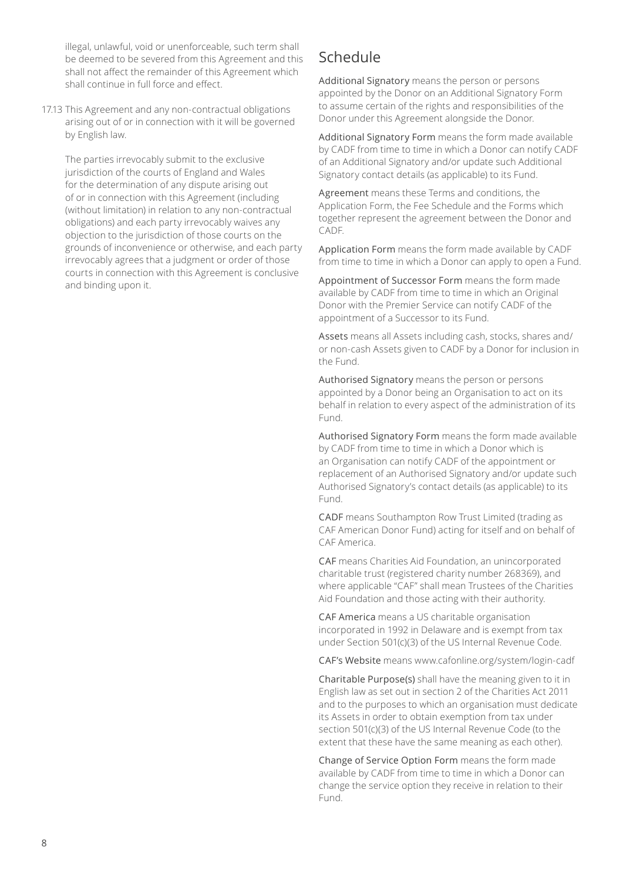illegal, unlawful, void or unenforceable, such term shall be deemed to be severed from this Agreement and this shall not affect the remainder of this Agreement which shall continue in full force and effect.

17.13 This Agreement and any non-contractual obligations arising out of or in connection with it will be governed by English law.

The parties irrevocably submit to the exclusive jurisdiction of the courts of England and Wales for the determination of any dispute arising out of or in connection with this Agreement (including (without limitation) in relation to any non-contractual obligations) and each party irrevocably waives any objection to the jurisdiction of those courts on the grounds of inconvenience or otherwise, and each party irrevocably agrees that a judgment or order of those courts in connection with this Agreement is conclusive and binding upon it.

# Schedule

**Additional Signatory** means the person or persons appointed by the Donor on an Additional Signatory Form to assume certain of the rights and responsibilities of the Donor under this Agreement alongside the Donor.

**Additional Signatory Form** means the form made available by CADF from time to time in which a Donor can notify CADF of an Additional Signatory and/or update such Additional Signatory contact details (as applicable) to its Fund.

**Agreement** means these Terms and conditions, the Application Form, the Fee Schedule and the Forms which together represent the agreement between the Donor and CADF.

**Application Form** means the form made available by CADF from time to time in which a Donor can apply to open a Fund.

**Appointment of Successor Form** means the form made available by CADF from time to time in which an Original Donor with the Premier Service can notify CADF of the appointment of a Successor to its Fund.

**Assets** means all Assets including cash, stocks, shares and/or non-cash Assets given to CADF by a Donor for inclusion in the Fund.

**Authorised Signatory** means the person or persons appointed by a Donor being an Organisation to act on its behalf in relation to every aspect of the administration of its Fund.

**Authorised Signatory Form** means the form made available by CADF from time to time in which a Donor which is an Organisation can notify CADF of the appointment or replacement of an Authorised Signatory and/or update such Authorised Signatory's contact details (as applicable) to its Fund.

**CADF** means Southampton Row Trust Limited (trading as CAF American Donor Fund) acting for itself and on behalf of CAF America.

**CAF** means Charities Aid Foundation, an unincorporated charitable trust (registered charity number 268369), and where applicable "CAF" shall mean Trustees of the Charities Aid Foundation and those acting with their authority.

**CAF America** means a US charitable organisation incorporated in 1992 in Delaware and is exempt from tax under Section 501(c)(3) of the US Internal Revenue Code.

**CAF's Website** means www.cafonline.org/system/login-cadf

**Charitable Purpose(s)** shall have the meaning given to it in English law as set out in section 2 of the Charities Act 2011 and to the purposes to which an organisation must dedicate its Assets in order to obtain exemption from tax under section 501(c)(3) of the US Internal Revenue Code (to the extent that these have the same meaning as each other).

**Change of Service Option Form** means the form made available by CADF from time to time in which a Donor can change the service option they receive in relation to their Fund.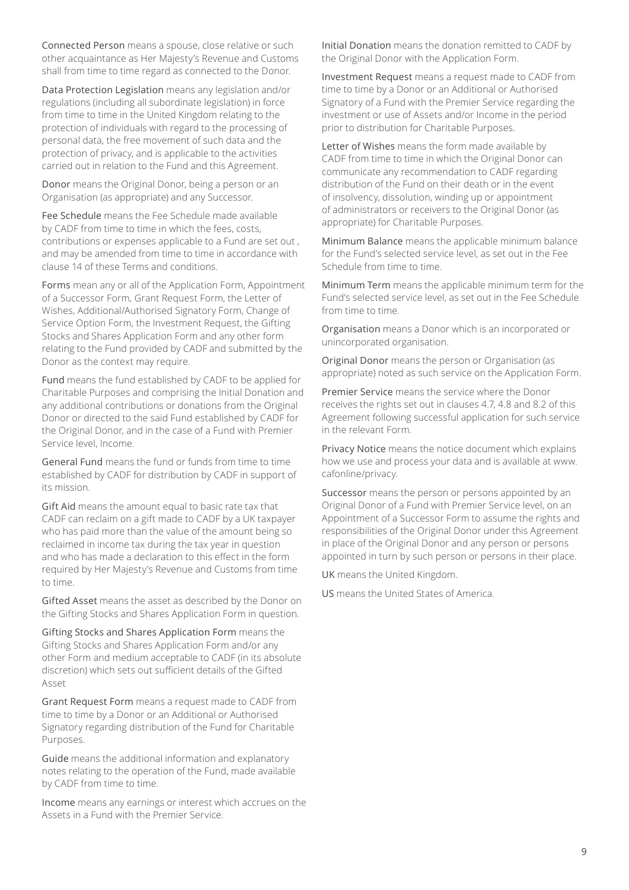**Connected Person** means a spouse, close relative or such other acquaintance as Her Majesty's Revenue and Customs shall from time to time regard as connected to the Donor.

**Data Protection Legislation** means any legislation and/or regulations (including all subordinate legislation) in force from time to time in the United Kingdom relating to the protection of individuals with regard to the processing of personal data, the free movement of such data and the protection of privacy, and is applicable to the activities carried out in relation to the Fund and this Agreement.

**Donor** means the Original Donor, being a person or an Organisation (as appropriate) and any Successor.

**Fee Schedule** means the Fee Schedule made available by CADF from time to time in which the fees, costs, contributions or expenses applicable to a Fund are set out , and may be amended from time to time in accordance with clause 14 of these Terms and conditions.

**Forms** mean any or all of the Application Form, Appointment of a Successor Form, Grant Request Form, the Letter of Wishes, Additional/Authorised Signatory Form, Change of Service Option Form, the Investment Request, the Gifting Stocks and Shares Application Form and any other form relating to the Fund provided by CADF and submitted by the Donor as the context may require.

**Fund** means the fund established by CADF to be applied for Charitable Purposes and comprising the Initial Donation and any additional contributions or donations from the Original Donor or directed to the said Fund established by CADF for the Original Donor, and in the case of a Fund with Premier Service level, Income.

**General Fund** means the fund or funds from time to time established by CADF for distribution by CADF in support of its mission.

**Gift Aid** means the amount equal to basic rate tax that CADF can reclaim on a gift made to CADF by a UK taxpayer who has paid more than the value of the amount being so reclaimed in income tax during the tax year in question and who has made a declaration to this effect in the form required by Her Majesty's Revenue and Customs from time to time.

**Gifted Asset** means the asset as described by the Donor on the Gifting Stocks and Shares Application Form in question.

**Gifting Stocks and Shares Application Form** means the Gifting Stocks and Shares Application Form and/or any other Form and medium acceptable to CADF (in its absolute discretion) which sets out sufficient details of the Gifted Asset

**Grant Request Form** means a request made to CADF from time to time by a Donor or an Additional or Authorised Signatory regarding distribution of the Fund for Charitable Purposes.

**Guide** means the additional information and explanatory notes relating to the operation of the Fund, made available by CADF from time to time.

**Income** means any earnings or interest which accrues on the Assets in a Fund with the Premier Service.

**Initial Donation** means the donation remitted to CADF by the Original Donor with the Application Form.

**Investment Request** means a request made to CADF from time to time by a Donor or an Additional or Authorised Signatory of a Fund with the Premier Service regarding the investment or use of Assets and/or Income in the period prior to distribution for Charitable Purposes.

**Letter of Wishes** means the form made available by CADF from time to time in which the Original Donor can communicate any recommendation to CADF regarding distribution of the Fund on their death or in the event of insolvency, dissolution, winding up or appointment of administrators or receivers to the Original Donor (as appropriate) for Charitable Purposes.

**Minimum Balance** means the applicable minimum balance for the Fund's selected service level, as set out in the Fee Schedule from time to time.

**Minimum Term** means the applicable minimum term for the Fund's selected service level, as set out in the Fee Schedule from time to time.

**Organisation** means a Donor which is an incorporated or unincorporated organisation.

**Original Donor** means the person or Organisation (as appropriate) noted as such service on the Application Form.

**Premier Service** means the service where the Donor receives the rights set out in clauses 4.7, 4.8 and 8.2 of this Agreement following successful application for such service in the relevant Form.

**Privacy Notice** means the notice document which explains how we use and process your data and is available at www.cafonline/privacy.

**Successor** means the person or persons appointed by an Original Donor of a Fund with Premier Service level, on an Appointment of a Successor Form to assume the rights and responsibilities of the Original Donor under this Agreement in place of the Original Donor and any person or persons appointed in turn by such person or persons in their place.

**UK** means the United Kingdom.

**US** means the United States of America.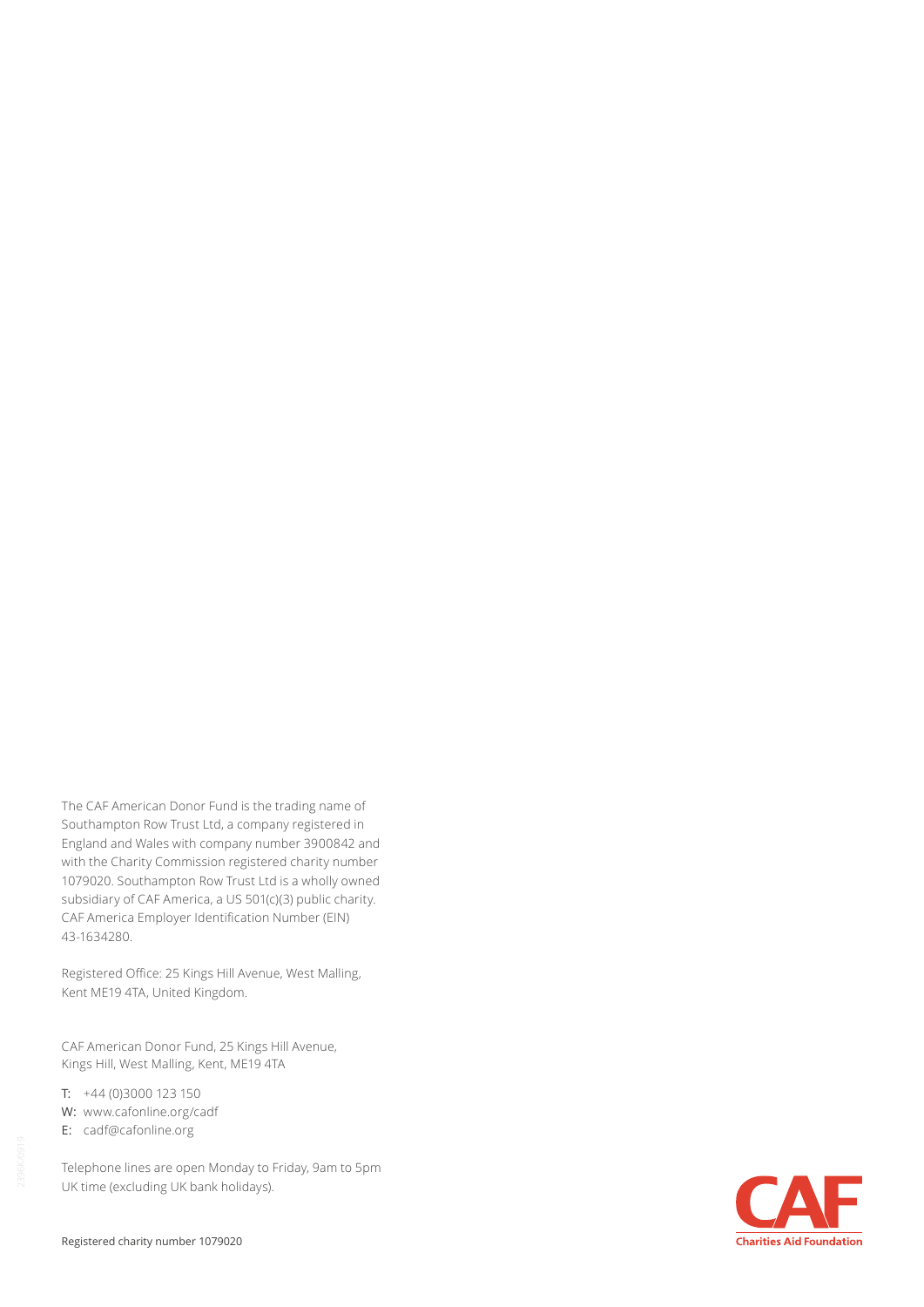The CAF American Donor Fund is the trading name of Southampton Row Trust Ltd, a company registered in England and Wales with company number 3900842 and with the Charity Commission registered charity number 1079020. Southampton Row Trust Ltd is a wholly owned subsidiary of CAF America, a US 501(c)(3) public charity. CAF America Employer Identification Number (EIN) 43-1634280.

Registered Office: 25 Kings Hill Avenue, West Malling, Kent ME19 4TA, United Kingdom.

CAF American Donor Fund, 25 Kings Hill Avenue, Kings Hill, West Malling, Kent, ME19 4TA

T: +44 (0)3000 123 150
W: www.cafonline.org/cadf
E: cadf@cafonline.org

Telephone lines are open Monday to Friday, 9am to 5pm UK time (excluding UK bank holidays).

Registered charity number 1079020

CAF
Charities Aid Foundation